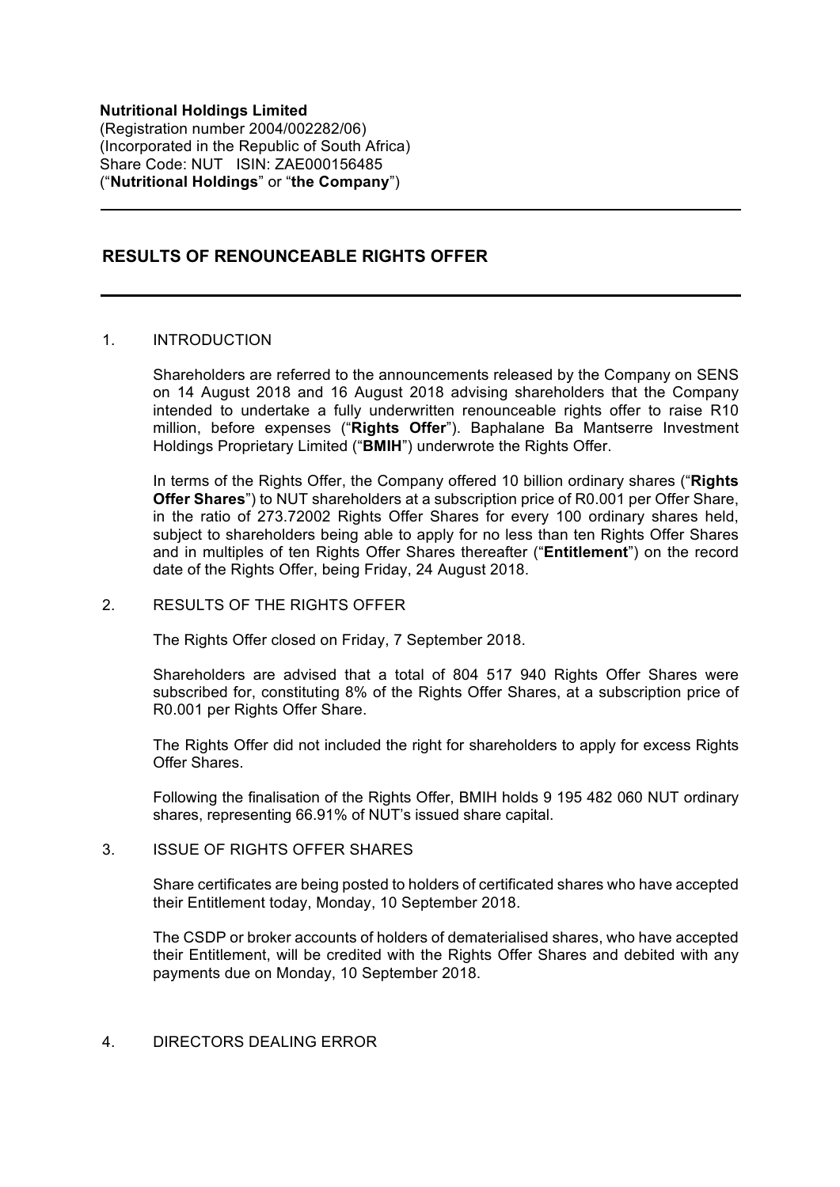**Nutritional Holdings Limited**
(Registration number 2004/002282/06)
(Incorporated in the Republic of South Africa)
Share Code: NUT ISIN: ZAE000156485
("**Nutritional Holdings**" or "**the Company**")

---

## RESULTS OF RENOUNCEABLE RIGHTS OFFER

---

1. INTRODUCTION

   Shareholders are referred to the announcements released by the Company on SENS on 14 August 2018 and 16 August 2018 advising shareholders that the Company intended to undertake a fully underwritten renounceable rights offer to raise R10 million, before expenses ("**Rights Offer**"). Baphalane Ba Mantserre Investment Holdings Proprietary Limited ("**BMIH**") underwrote the Rights Offer.

   In terms of the Rights Offer, the Company offered 10 billion ordinary shares ("**Rights Offer Shares**") to NUT shareholders at a subscription price of R0.001 per Offer Share, in the ratio of 273.72002 Rights Offer Shares for every 100 ordinary shares held, subject to shareholders being able to apply for no less than ten Rights Offer Shares and in multiples of ten Rights Offer Shares thereafter ("**Entitlement**") on the record date of the Rights Offer, being Friday, 24 August 2018.

2. RESULTS OF THE RIGHTS OFFER

   The Rights Offer closed on Friday, 7 September 2018.

   Shareholders are advised that a total of 804 517 940 Rights Offer Shares were subscribed for, constituting 8% of the Rights Offer Shares, at a subscription price of R0.001 per Rights Offer Share.

   The Rights Offer did not included the right for shareholders to apply for excess Rights Offer Shares.

   Following the finalisation of the Rights Offer, BMIH holds 9 195 482 060 NUT ordinary shares, representing 66.91% of NUT's issued share capital.

3. ISSUE OF RIGHTS OFFER SHARES

   Share certificates are being posted to holders of certificated shares who have accepted their Entitlement today, Monday, 10 September 2018.

   The CSDP or broker accounts of holders of dematerialised shares, who have accepted their Entitlement, will be credited with the Rights Offer Shares and debited with any payments due on Monday, 10 September 2018.

4. DIRECTORS DEALING ERROR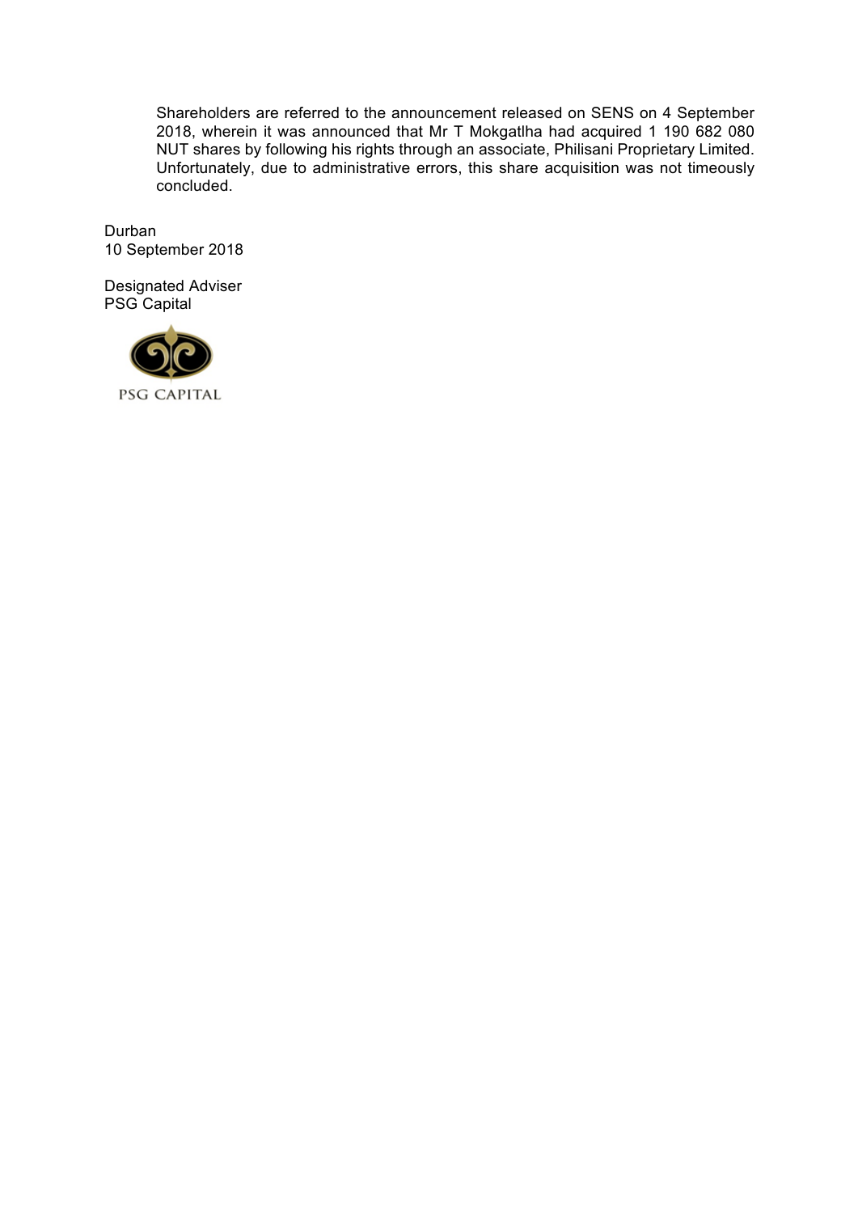Shareholders are referred to the announcement released on SENS on 4 September 2018, wherein it was announced that Mr T Mokgatlha had acquired 1 190 682 080 NUT shares by following his rights through an associate, Philisani Proprietary Limited. Unfortunately, due to administrative errors, this share acquisition was not timeously concluded.

Durban
10 September 2018

Designated Adviser
PSG Capital

PSG CAPITAL